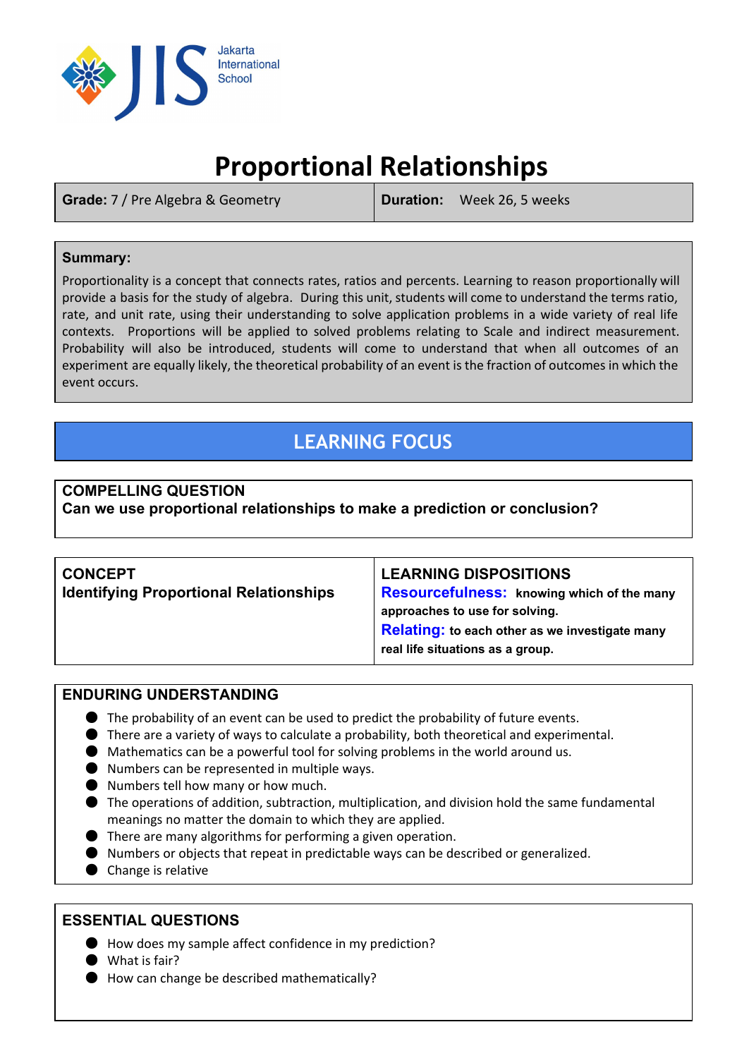# Proportional Relationships

| **Grade:** 7 / Pre Algebra & Geometry | **Duration:** Week 26, 5 weeks |
|---|---|

**Summary:**

Proportionality is a concept that connects rates, ratios and percents. Learning to reason proportionally will provide a basis for the study of algebra. During this unit, students will come to understand the terms ratio, rate, and unit rate, using their understanding to solve application problems in a wide variety of real life contexts. Proportions will be applied to solved problems relating to Scale and indirect measurement. Probability will also be introduced, students will come to understand that when all outcomes of an experiment are equally likely, the theoretical probability of an event is the fraction of outcomes in which the event occurs.

## LEARNING FOCUS

**COMPELLING QUESTION**
**Can we use proportional relationships to make a prediction or conclusion?**

| **CONCEPT** | **LEARNING DISPOSITIONS** |
|---|---|
| **Identifying Proportional Relationships** | **Resourcefulness:** **knowing which of the many approaches to use for solving.** <br> **Relating:** **to each other as we investigate many real life situations as a group.** |

**ENDURING UNDERSTANDING**

- The probability of an event can be used to predict the probability of future events.
- There are a variety of ways to calculate a probability, both theoretical and experimental.
- Mathematics can be a powerful tool for solving problems in the world around us.
- Numbers can be represented in multiple ways.
- Numbers tell how many or how much.
- The operations of addition, subtraction, multiplication, and division hold the same fundamental meanings no matter the domain to which they are applied.
- There are many algorithms for performing a given operation.
- Numbers or objects that repeat in predictable ways can be described or generalized.
- Change is relative

**ESSENTIAL QUESTIONS**

- How does my sample affect confidence in my prediction?
- What is fair?
- How can change be described mathematically?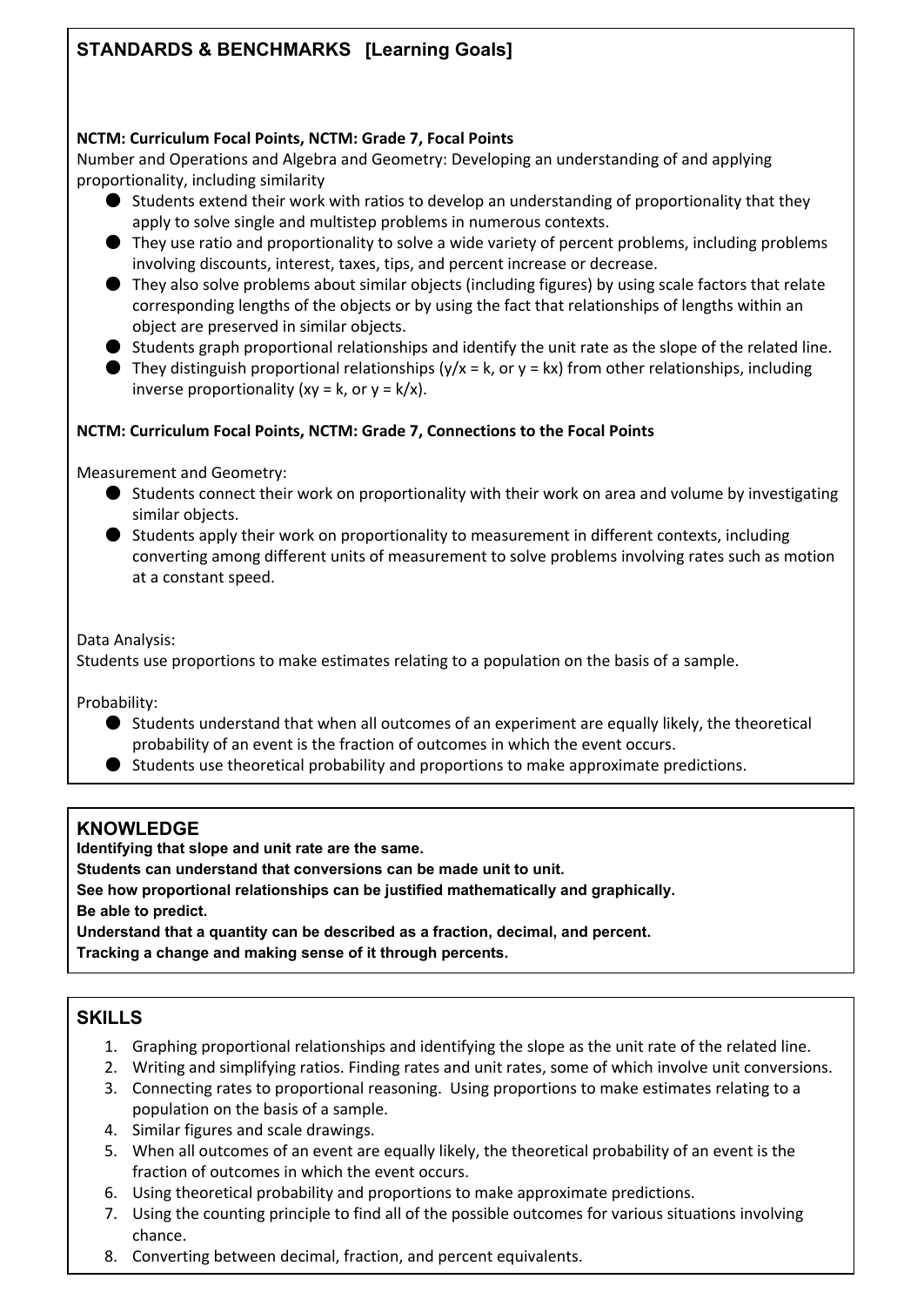## STANDARDS & BENCHMARKS [Learning Goals]

**NCTM: Curriculum Focal Points, NCTM: Grade 7, Focal Points**

Number and Operations and Algebra and Geometry: Developing an understanding of and applying proportionality, including similarity

- Students extend their work with ratios to develop an understanding of proportionality that they apply to solve single and multistep problems in numerous contexts.
- They use ratio and proportionality to solve a wide variety of percent problems, including problems involving discounts, interest, taxes, tips, and percent increase or decrease.
- They also solve problems about similar objects (including figures) by using scale factors that relate corresponding lengths of the objects or by using the fact that relationships of lengths within an object are preserved in similar objects.
- Students graph proportional relationships and identify the unit rate as the slope of the related line.
- They distinguish proportional relationships ($y/x = k$, or $y = kx$) from other relationships, including inverse proportionality ($xy = k$, or $y = k/x$).

**NCTM: Curriculum Focal Points, NCTM: Grade 7, Connections to the Focal Points**

Measurement and Geometry:

- Students connect their work on proportionality with their work on area and volume by investigating similar objects.
- Students apply their work on proportionality to measurement in different contexts, including converting among different units of measurement to solve problems involving rates such as motion at a constant speed.

Data Analysis:
Students use proportions to make estimates relating to a population on the basis of a sample.

Probability:

- Students understand that when all outcomes of an experiment are equally likely, the theoretical probability of an event is the fraction of outcomes in which the event occurs.
- Students use theoretical probability and proportions to make approximate predictions.

## KNOWLEDGE

**Identifying that slope and unit rate are the same.**
**Students can understand that conversions can be made unit to unit.**
**See how proportional relationships can be justified mathematically and graphically.**
**Be able to predict.**
**Understand that a quantity can be described as a fraction, decimal, and percent.**
**Tracking a change and making sense of it through percents.**

## SKILLS

1. Graphing proportional relationships and identifying the slope as the unit rate of the related line.
2. Writing and simplifying ratios. Finding rates and unit rates, some of which involve unit conversions.
3. Connecting rates to proportional reasoning. Using proportions to make estimates relating to a population on the basis of a sample.
4. Similar figures and scale drawings.
5. When all outcomes of an event are equally likely, the theoretical probability of an event is the fraction of outcomes in which the event occurs.
6. Using theoretical probability and proportions to make approximate predictions.
7. Using the counting principle to find all of the possible outcomes for various situations involving chance.
8. Converting between decimal, fraction, and percent equivalents.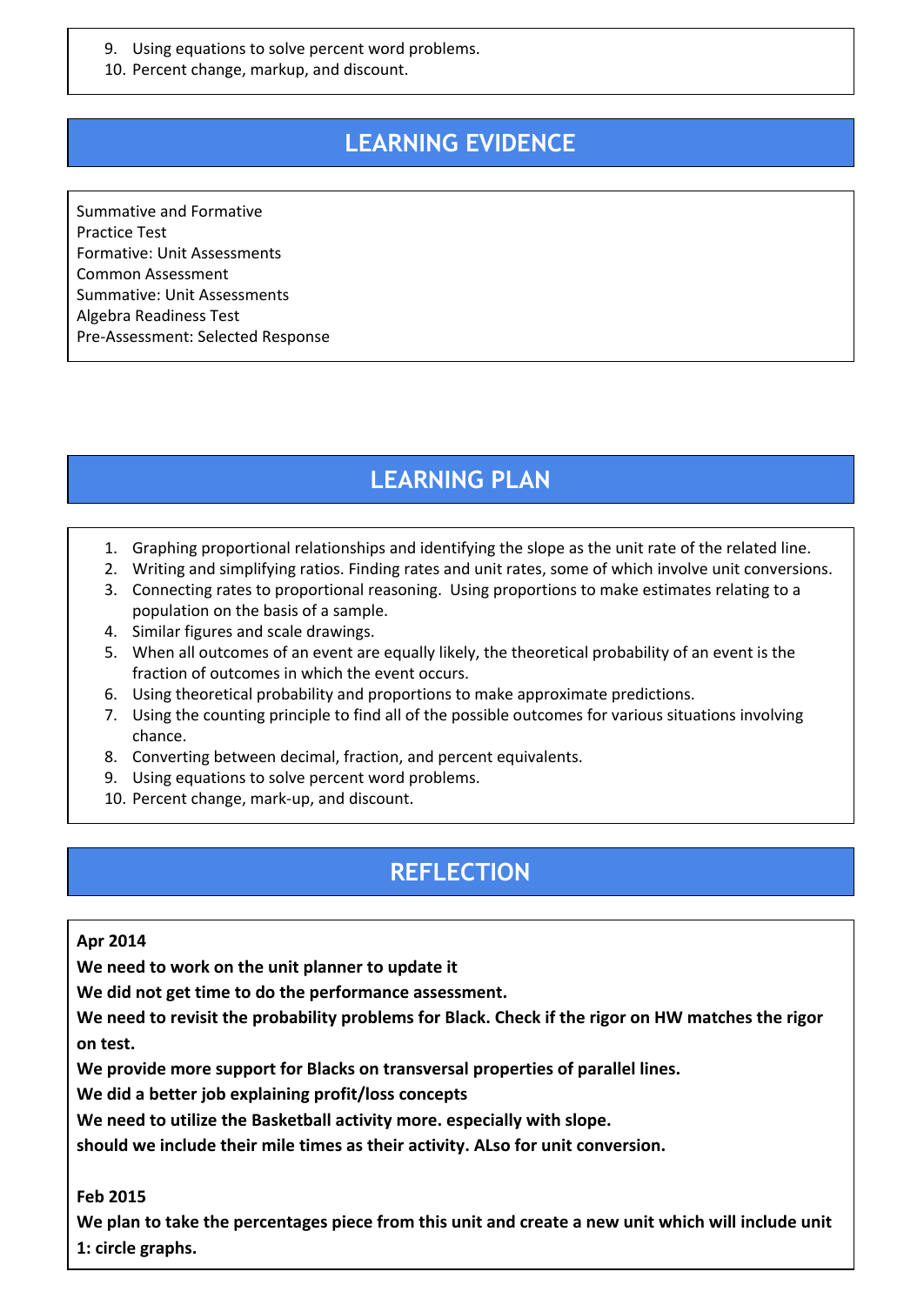9. Using equations to solve percent word problems.
10. Percent change, markup, and discount.

## LEARNING EVIDENCE

Summative and Formative
Practice Test
Formative: Unit Assessments
Common Assessment
Summative: Unit Assessments
Algebra Readiness Test
Pre-Assessment: Selected Response

## LEARNING PLAN

1. Graphing proportional relationships and identifying the slope as the unit rate of the related line.
2. Writing and simplifying ratios. Finding rates and unit rates, some of which involve unit conversions.
3. Connecting rates to proportional reasoning. Using proportions to make estimates relating to a population on the basis of a sample.
4. Similar figures and scale drawings.
5. When all outcomes of an event are equally likely, the theoretical probability of an event is the fraction of outcomes in which the event occurs.
6. Using theoretical probability and proportions to make approximate predictions.
7. Using the counting principle to find all of the possible outcomes for various situations involving chance.
8. Converting between decimal, fraction, and percent equivalents.
9. Using equations to solve percent word problems.
10. Percent change, mark-up, and discount.

## REFLECTION

**Apr 2014**

**We need to work on the unit planner to update it**

**We did not get time to do the performance assessment.**

**We need to revisit the probability problems for Black. Check if the rigor on HW matches the rigor on test.**

**We provide more support for Blacks on transversal properties of parallel lines.**

**We did a better job explaining profit/loss concepts**

**We need to utilize the Basketball activity more. especially with slope.**

**should we include their mile times as their activity. ALso for unit conversion.**

**Feb 2015**

**We plan to take the percentages piece from this unit and create a new unit which will include unit 1: circle graphs.**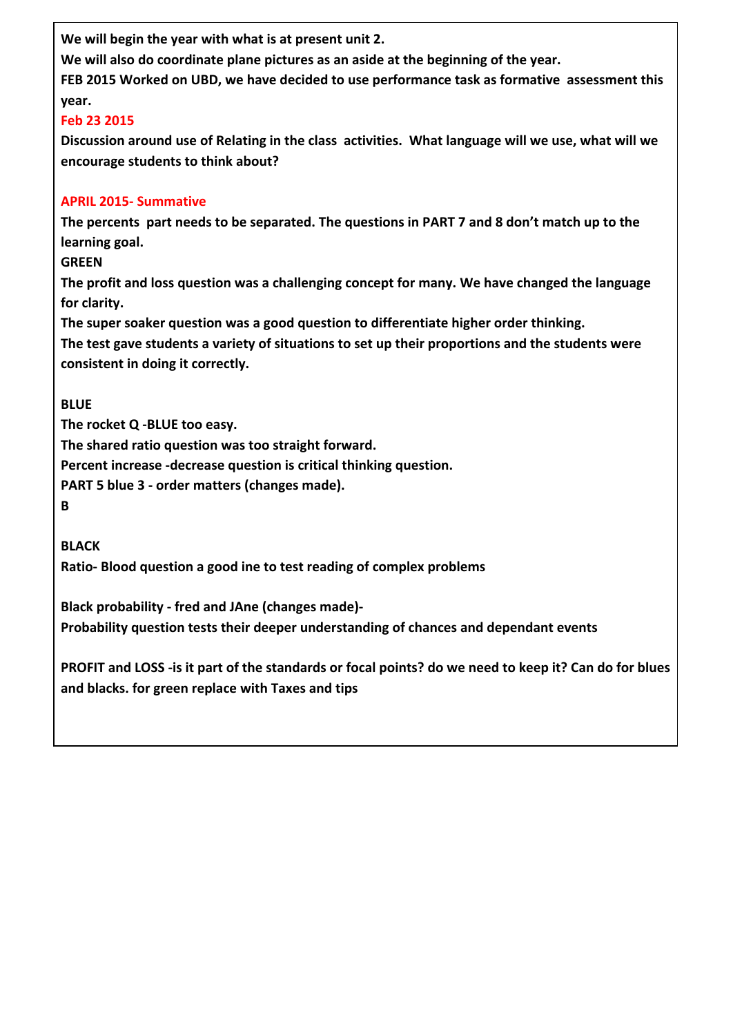**We will begin the year with what is at present unit 2.**

**We will also do coordinate plane pictures as an aside at the beginning of the year.**

**FEB 2015 Worked on UBD, we have decided to use performance task as formative assessment this year.**

**Feb 23 2015**

**Discussion around use of Relating in the class activities. What language will we use, what will we encourage students to think about?**

**APRIL 2015- Summative**

**The percents part needs to be separated. The questions in PART 7 and 8 don't match up to the learning goal.**

**GREEN**

**The profit and loss question was a challenging concept for many. We have changed the language for clarity.**

**The super soaker question was a good question to differentiate higher order thinking.**

**The test gave students a variety of situations to set up their proportions and the students were consistent in doing it correctly.**

**BLUE**

**The rocket Q -BLUE too easy.**

**The shared ratio question was too straight forward.**

**Percent increase -decrease question is critical thinking question.**

**PART 5 blue 3 - order matters (changes made).**

**B**

**BLACK**

**Ratio- Blood question a good ine to test reading of complex problems**

**Black probability - fred and JAne (changes made)-**

**Probability question tests their deeper understanding of chances and dependant events**

**PROFIT and LOSS -is it part of the standards or focal points? do we need to keep it? Can do for blues and blacks. for green replace with Taxes and tips**